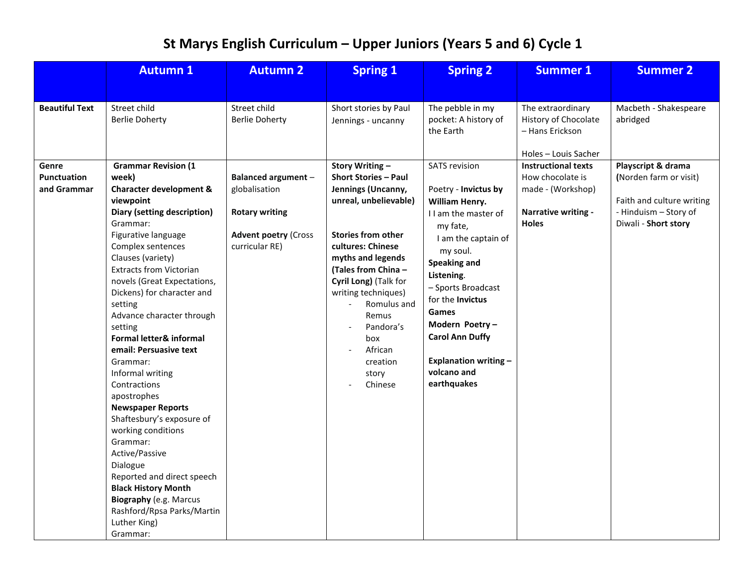# St Marys English Curriculum – Upper Juniors (Years 5 and 6) Cycle 1

| | Autumn 1 | Autumn 2 | Spring 1 | Spring 2 | Summer 1 | Summer 2 |
|---|---|---|---|---|---|---|
| **Beautiful Text** | Street child<br>Berlie Doherty | Street child<br>Berlie Doherty | Short stories by Paul Jennings - uncanny | The pebble in my pocket: A history of the Earth | The extraordinary History of Chocolate – Hans Erickson<br><br>Holes – Louis Sacher | Macbeth - Shakespeare abridged |
| **Genre Punctuation and Grammar** | **Grammar Revision (1 week)**<br>**Character development & viewpoint**<br>**Diary (setting description)**<br>Grammar:<br>Figurative language<br>Complex sentences<br>Clauses (variety)<br>Extracts from Victorian novels (Great Expectations, Dickens) for character and setting<br>Advance character through setting<br>**Formal letter& informal email: Persuasive text**<br>Grammar:<br>Informal writing<br>Contractions<br>apostrophes<br>**Newspaper Reports**<br>Shaftesbury's exposure of working conditions<br>Grammar:<br>Active/Passive<br>Dialogue<br>Reported and direct speech<br>**Black History Month**<br>**Biography** (e.g. Marcus Rashford/Rpsa Parks/Martin Luther King)<br>Grammar: | **Balanced argument** – globalisation<br><br>**Rotary writing**<br><br>**Advent poetry** (Cross curricular RE) | **Story Writing – Short Stories – Paul Jennings (Uncanny, unreal, unbelievable)**<br><br>**Stories from other cultures: Chinese myths and legends (Tales from China – Cyril Long)** (Talk for writing techniques)<br>- Romulus and Remus<br>- Pandora's box<br>- African creation story<br>- Chinese | SATS revision<br><br>Poetry - **Invictus by William Henry.**<br>I I am the master of my fate,<br>I am the captain of my soul.<br>**Speaking and Listening**.<br>– Sports Broadcast for the **Invictus Games**<br>**Modern Poetry – Carol Ann Duffy**<br><br>**Explanation writing – volcano and earthquakes** | **Instructional texts**<br>How chocolate is made - (Workshop)<br><br>**Narrative writing - Holes** | **Playscript & drama (**Norden farm or visit)<br><br>Faith and culture writing - Hinduism – Story of Diwali - **Short story** |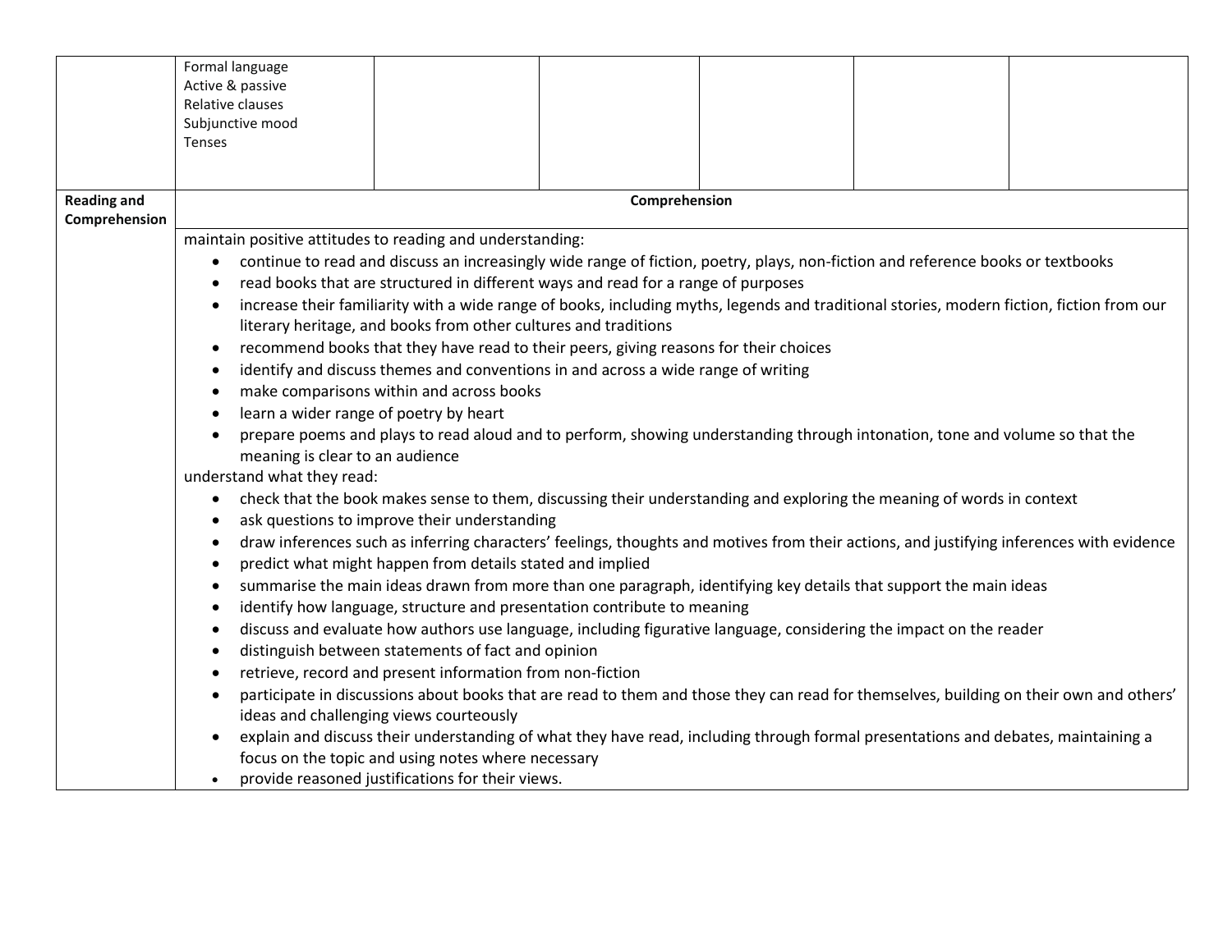| | | | | | | |
|---|---|---|---|---|---|---|
| | Formal language<br>Active & passive<br>Relative clauses<br>Subjunctive mood<br>Tenses | | | | | |
| **Reading and Comprehension** | **Comprehension** | | | | | |
| | maintain positive attitudes to reading and understanding:<br>• continue to read and discuss an increasingly wide range of fiction, poetry, plays, non-fiction and reference books or textbooks<br>• read books that are structured in different ways and read for a range of purposes<br>• increase their familiarity with a wide range of books, including myths, legends and traditional stories, modern fiction, fiction from our literary heritage, and books from other cultures and traditions<br>• recommend books that they have read to their peers, giving reasons for their choices<br>• identify and discuss themes and conventions in and across a wide range of writing<br>• make comparisons within and across books<br>• learn a wider range of poetry by heart<br>• prepare poems and plays to read aloud and to perform, showing understanding through intonation, tone and volume so that the meaning is clear to an audience<br>understand what they read:<br>• check that the book makes sense to them, discussing their understanding and exploring the meaning of words in context<br>• ask questions to improve their understanding<br>• draw inferences such as inferring characters' feelings, thoughts and motives from their actions, and justifying inferences with evidence<br>• predict what might happen from details stated and implied<br>• summarise the main ideas drawn from more than one paragraph, identifying key details that support the main ideas<br>• identify how language, structure and presentation contribute to meaning<br>• discuss and evaluate how authors use language, including figurative language, considering the impact on the reader<br>• distinguish between statements of fact and opinion<br>• retrieve, record and present information from non-fiction<br>• participate in discussions about books that are read to them and those they can read for themselves, building on their own and others' ideas and challenging views courteously<br>• explain and discuss their understanding of what they have read, including through formal presentations and debates, maintaining a focus on the topic and using notes where necessary<br>• provide reasoned justifications for their views. | | | | | |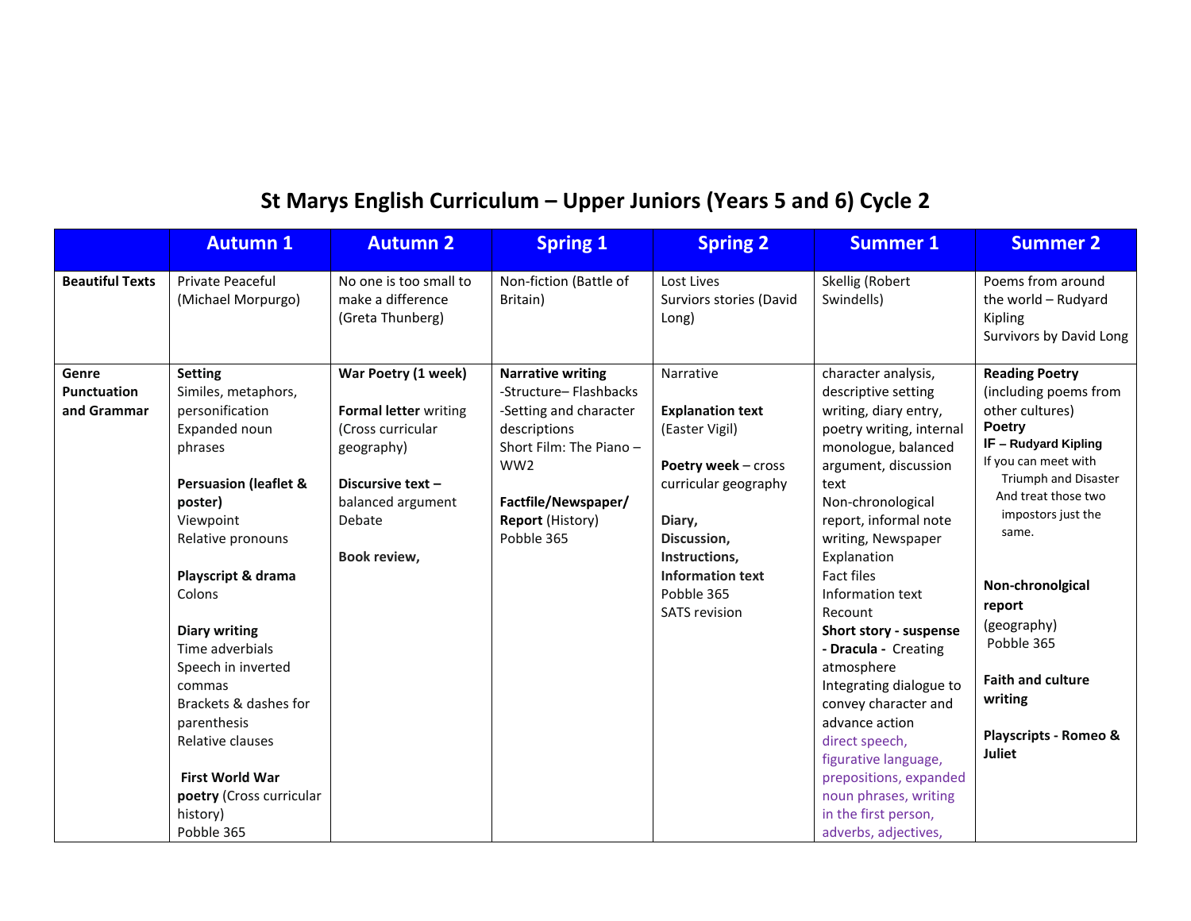# St Marys English Curriculum – Upper Juniors (Years 5 and 6) Cycle 2

| | Autumn 1 | Autumn 2 | Spring 1 | Spring 2 | Summer 1 | Summer 2 |
|---|---|---|---|---|---|---|
| **Beautiful Texts** | Private Peaceful (Michael Morpurgo) | No one is too small to make a difference (Greta Thunberg) | Non-fiction (Battle of Britain) | Lost Lives<br>Surviors stories (David Long) | Skellig (Robert Swindells) | Poems from around the world – Rudyard Kipling<br>Survivors by David Long |
| **Genre Punctuation and Grammar** | **Setting**<br>Similes, metaphors, personification<br>Expanded noun phrases<br><br>**Persuasion (leaflet & poster)**<br>Viewpoint<br>Relative pronouns<br><br>**Playscript & drama**<br>Colons<br><br>**Diary writing**<br>Time adverbials<br>Speech in inverted commas<br>Brackets & dashes for parenthesis<br>Relative clauses<br><br>**First World War poetry** (Cross curricular history)<br>Pobble 365 | **War Poetry (1 week)**<br><br>**Formal letter** writing (Cross curricular geography)<br><br>**Discursive text –** balanced argument<br>Debate<br><br>**Book review,** | **Narrative writing**<br>-Structure– Flashbacks<br>-Setting and character descriptions<br>Short Film: The Piano – WW2<br><br>**Factfile/Newspaper/ Report** (History)<br>Pobble 365 | Narrative<br><br>**Explanation text** (Easter Vigil)<br><br>**Poetry week** – cross curricular geography<br><br>**Diary, Discussion, Instructions, Information text**<br>Pobble 365<br>SATS revision | character analysis, descriptive setting writing, diary entry, poetry writing, internal monologue, balanced argument, discussion text<br>Non-chronological report, informal note writing, Newspaper<br>Explanation<br>Fact files<br>Information text<br>Recount<br>**Short story - suspense - Dracula -** Creating atmosphere<br>Integrating dialogue to convey character and advance action<br>direct speech, figurative language, prepositions, expanded noun phrases, writing in the first person, adverbs, adjectives, | **Reading Poetry** (including poems from other cultures)<br>**Poetry**<br>**IF – Rudyard Kipling**<br>If you can meet with Triumph and Disaster And treat those two impostors just the same.<br><br>**Non-chronolgical report** (geography)<br>Pobble 365<br><br>**Faith and culture writing**<br><br>**Playscripts - Romeo & Juliet** |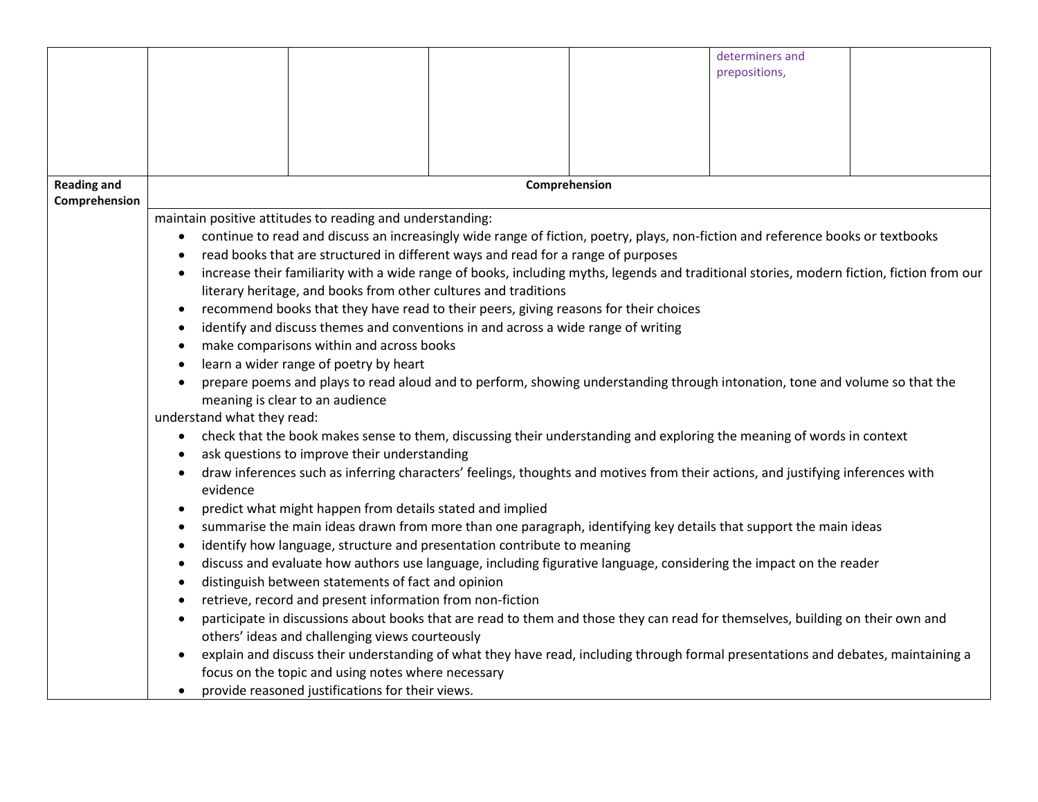| | | | | | | |
|---|---|---|---|---|---|---|
| | | | | | determiners and prepositions, | |
| **Reading and Comprehension** | **Comprehension** | | | | | |

maintain positive attitudes to reading and understanding:

- continue to read and discuss an increasingly wide range of fiction, poetry, plays, non-fiction and reference books or textbooks
- read books that are structured in different ways and read for a range of purposes
- increase their familiarity with a wide range of books, including myths, legends and traditional stories, modern fiction, fiction from our literary heritage, and books from other cultures and traditions
- recommend books that they have read to their peers, giving reasons for their choices
- identify and discuss themes and conventions in and across a wide range of writing
- make comparisons within and across books
- learn a wider range of poetry by heart
- prepare poems and plays to read aloud and to perform, showing understanding through intonation, tone and volume so that the meaning is clear to an audience

understand what they read:

- check that the book makes sense to them, discussing their understanding and exploring the meaning of words in context
- ask questions to improve their understanding
- draw inferences such as inferring characters' feelings, thoughts and motives from their actions, and justifying inferences with evidence
- predict what might happen from details stated and implied
- summarise the main ideas drawn from more than one paragraph, identifying key details that support the main ideas
- identify how language, structure and presentation contribute to meaning
- discuss and evaluate how authors use language, including figurative language, considering the impact on the reader
- distinguish between statements of fact and opinion
- retrieve, record and present information from non-fiction
- participate in discussions about books that are read to them and those they can read for themselves, building on their own and others' ideas and challenging views courteously
- explain and discuss their understanding of what they have read, including through formal presentations and debates, maintaining a focus on the topic and using notes where necessary
- provide reasoned justifications for their views.